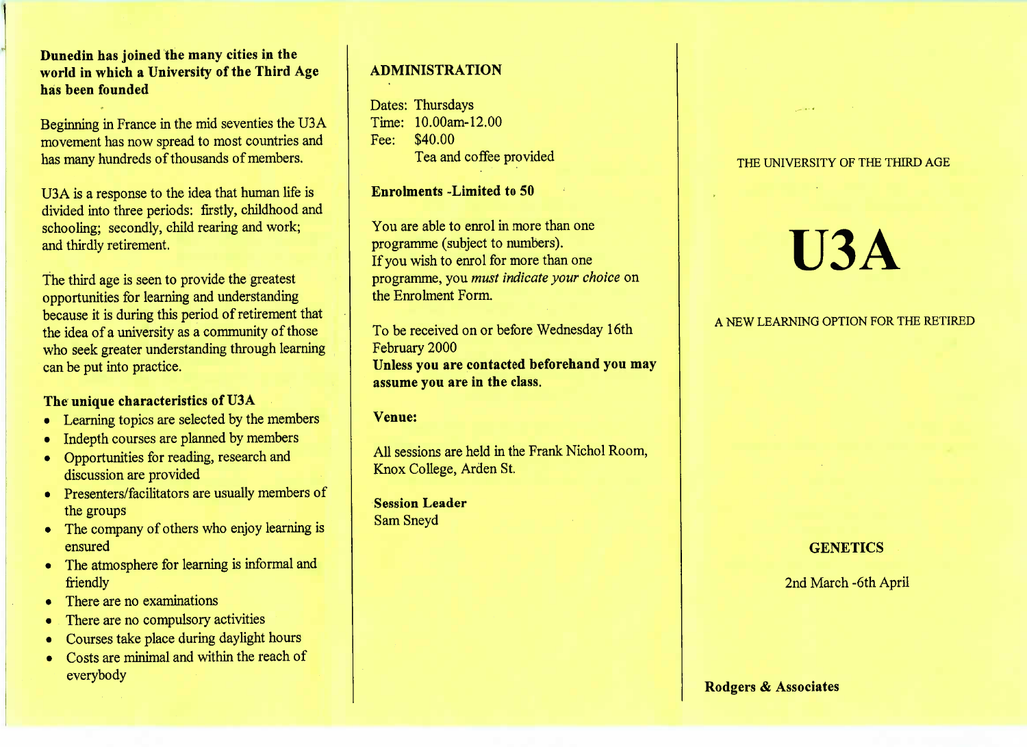**Dunedin has joined the many cities in the world in which a University of the Third Age has been founded**

Beginning in France in the mid seventies the U3A movement has now spread to most countries and has many hundreds of thousands of members.

U3A is a response to the idea that human life is divided into three periods: firstly, childhood and schooling; secondly, child rearing and work; and thirdly retirement.

The third age is seen to provide the greatest opportunities for learning and understanding because it is during this period of retirement that the idea of a university as a community of those who seek greater understanding through learning can be put into practice.

### The unique characteristics of U3A

- Learning topics are selected by the members
- Indepth courses are planned by members
- Opportunities for reading, research and discussion are provided
- Presenters/facilitators are usually members of the groups
- The company of others who enjoy learning is ensured
- The atmosphere for learning is informal and friendly
- There are no examinations
- There are no compulsory activities
- Courses take place during daylight hours
- Costs are minimal and within the reach of everybody

## ADMINISTRATION

Dates: Thursdays
Time: 10.00am-12.00
Fee: $40.00
Tea and coffee provided

**Enrolments -Limited to 50**

You are able to enrol in more than one programme (subject to numbers).
If you wish to enrol for more than one programme, you *must indicate your choice* on the Enrolment Form.

To be received on or before Wednesday 16th February 2000
**Unless you are contacted beforehand you may assume you are in the class.**

**Venue:**

All sessions are held in the Frank Nichol Room, Knox College, Arden St.

**Session Leader**
Sam Sneyd

THE UNIVERSITY OF THE THIRD AGE

# U3A

A NEW LEARNING OPTION FOR THE RETIRED

**GENETICS**

2nd March -6th April

**Rodgers & Associates**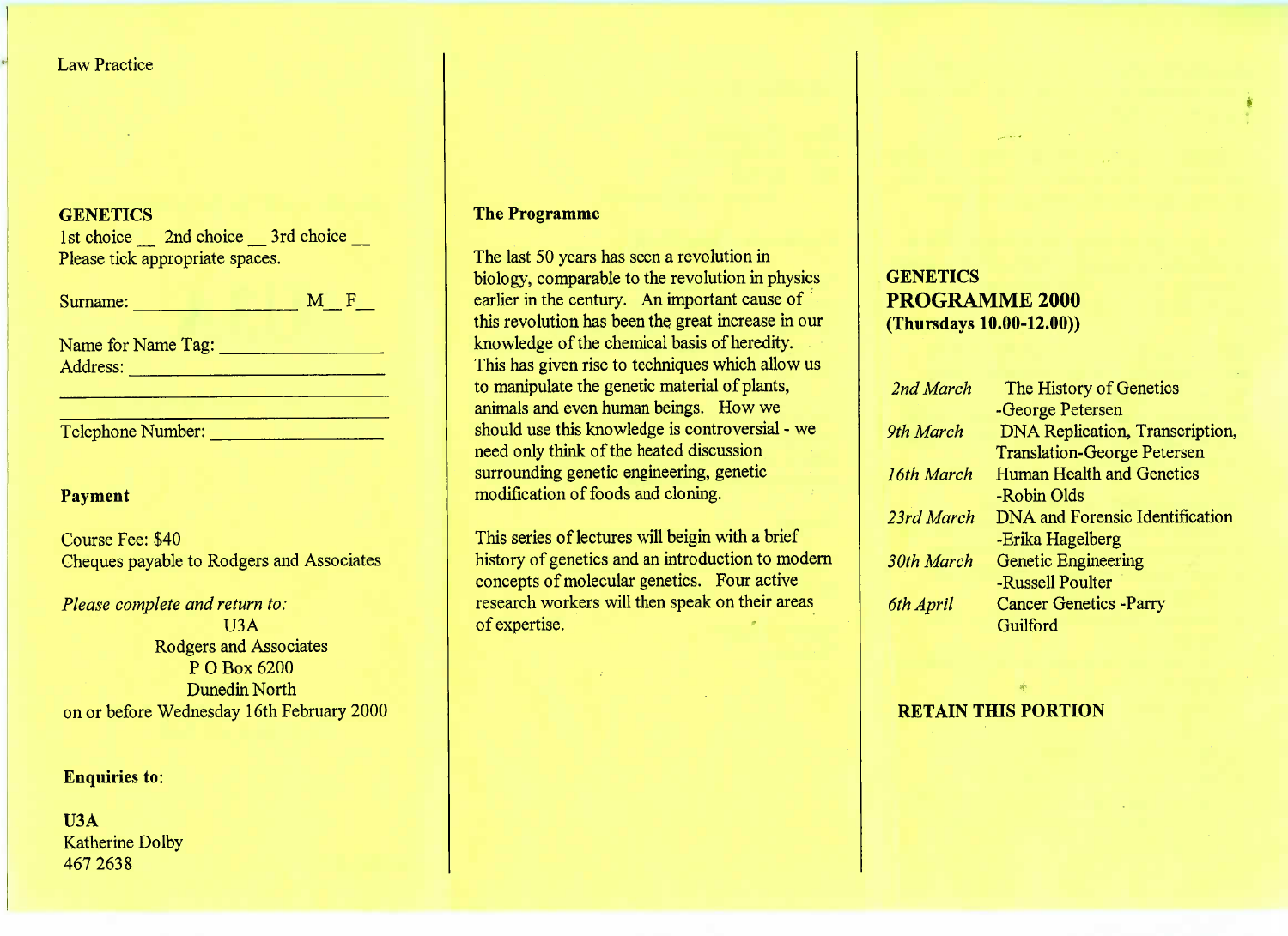Law Practice

**GENETICS**

1st choice __ 2nd choice __ 3rd choice __

Please tick appropriate spaces.

Surname: ________________ M__ F__

Name for Name Tag: ________________

Address: ________________________

________________________

________________________

Telephone Number: ________________

**Payment**

Course Fee: $40

Cheques payable to Rodgers and Associates

*Please complete and return to:*

U3A
Rodgers and Associates
P O Box 6200
Dunedin North

on or before Wednesday 16th February 2000

**Enquiries to:**

**U3A**
Katherine Dolby
467 2638

**The Programme**

The last 50 years has seen a revolution in biology, comparable to the revolution in physics earlier in the century. An important cause of this revolution has been the great increase in our knowledge of the chemical basis of heredity. This has given rise to techniques which allow us to manipulate the genetic material of plants, animals and even human beings. How we should use this knowledge is controversial - we need only think of the heated discussion surrounding genetic engineering, genetic modification of foods and cloning.

This series of lectures will beigin with a brief history of genetics and an introduction to modern concepts of molecular genetics. Four active research workers will then speak on their areas of expertise.

**GENETICS**
**PROGRAMME 2000**
**(Thursdays 10.00-12.00))**

| | |
|---|---|
| *2nd March* | The History of Genetics -George Petersen |
| *9th March* | DNA Replication, Transcription, Translation-George Petersen |
| *16th March* | Human Health and Genetics -Robin Olds |
| *23rd March* | DNA and Forensic Identification -Erika Hagelberg |
| *30th March* | Genetic Engineering -Russell Poulter |
| *6th April* | Cancer Genetics -Parry Guilford |

**RETAIN THIS PORTION**